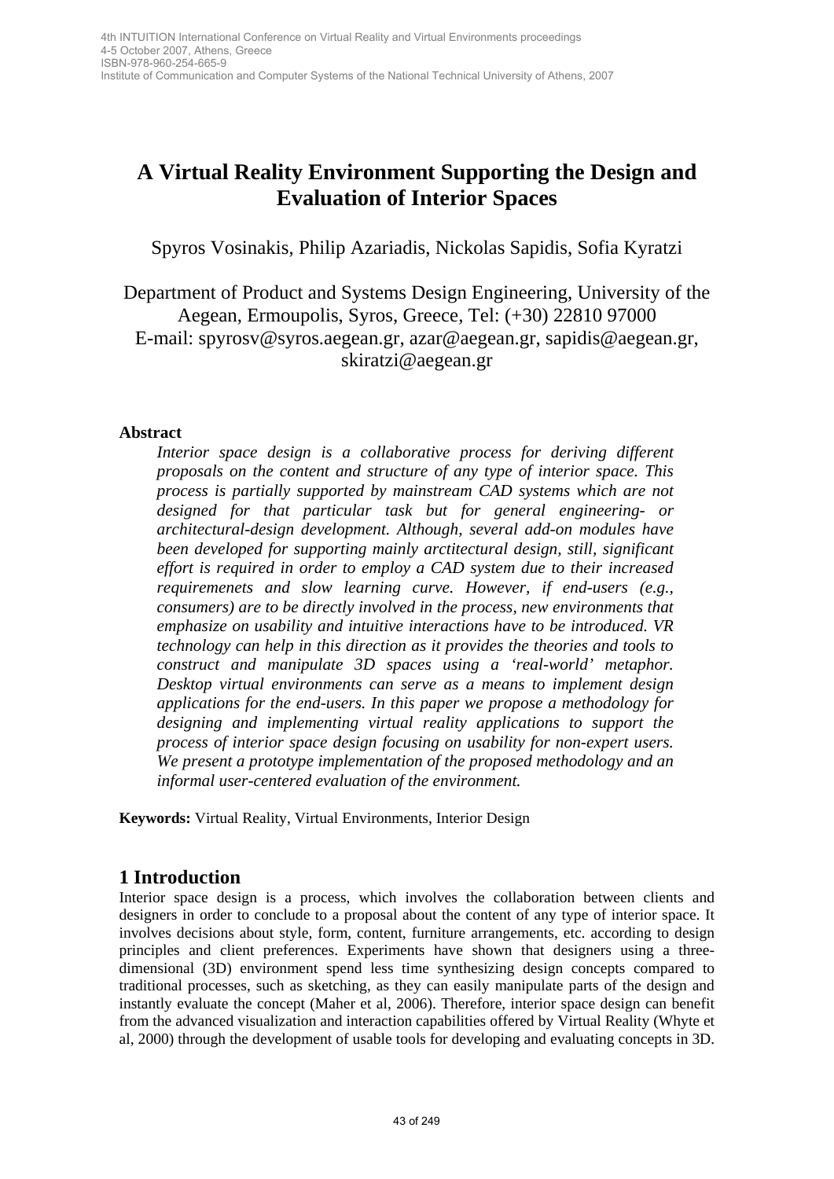# A Virtual Reality Environment Supporting the Design and Evaluation of Interior Spaces

Spyros Vosinakis, Philip Azariadis, Nickolas Sapidis, Sofia Kyratzi

Department of Product and Systems Design Engineering, University of the Aegean, Ermoupolis, Syros, Greece, Tel: (+30) 22810 97000
E-mail: spyrosv@syros.aegean.gr, azar@aegean.gr, sapidis@aegean.gr, skiratzi@aegean.gr

**Abstract**

*Interior space design is a collaborative process for deriving different proposals on the content and structure of any type of interior space. This process is partially supported by mainstream CAD systems which are not designed for that particular task but for general engineering- or architectural-design development. Although, several add-on modules have been developed for supporting mainly arctitectural design, still, significant effort is required in order to employ a CAD system due to their increased requiremenets and slow learning curve. However, if end-users (e.g., consumers) are to be directly involved in the process, new environments that emphasize on usability and intuitive interactions have to be introduced. VR technology can help in this direction as it provides the theories and tools to construct and manipulate 3D spaces using a 'real-world' metaphor. Desktop virtual environments can serve as a means to implement design applications for the end-users. In this paper we propose a methodology for designing and implementing virtual reality applications to support the process of interior space design focusing on usability for non-expert users. We present a prototype implementation of the proposed methodology and an informal user-centered evaluation of the environment.*

**Keywords:** Virtual Reality, Virtual Environments, Interior Design

## 1 Introduction

Interior space design is a process, which involves the collaboration between clients and designers in order to conclude to a proposal about the content of any type of interior space. It involves decisions about style, form, content, furniture arrangements, etc. according to design principles and client preferences. Experiments have shown that designers using a three-dimensional (3D) environment spend less time synthesizing design concepts compared to traditional processes, such as sketching, as they can easily manipulate parts of the design and instantly evaluate the concept (Maher et al, 2006). Therefore, interior space design can benefit from the advanced visualization and interaction capabilities offered by Virtual Reality (Whyte et al, 2000) through the development of usable tools for developing and evaluating concepts in 3D.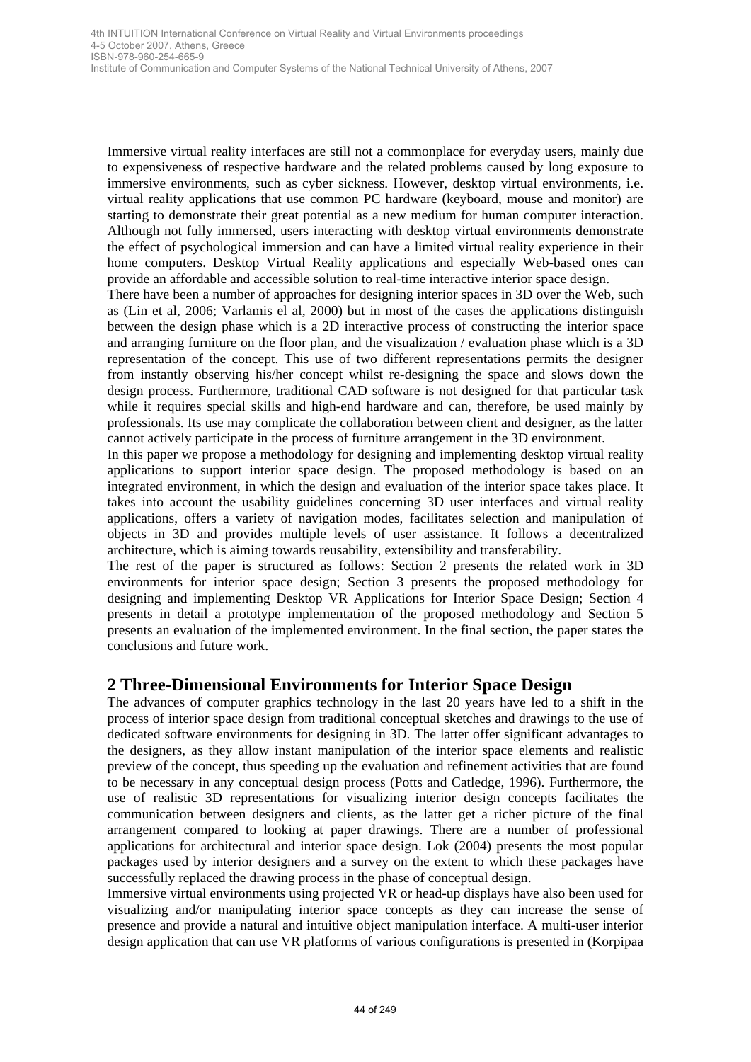Immersive virtual reality interfaces are still not a commonplace for everyday users, mainly due to expensiveness of respective hardware and the related problems caused by long exposure to immersive environments, such as cyber sickness. However, desktop virtual environments, i.e. virtual reality applications that use common PC hardware (keyboard, mouse and monitor) are starting to demonstrate their great potential as a new medium for human computer interaction. Although not fully immersed, users interacting with desktop virtual environments demonstrate the effect of psychological immersion and can have a limited virtual reality experience in their home computers. Desktop Virtual Reality applications and especially Web-based ones can provide an affordable and accessible solution to real-time interactive interior space design.

There have been a number of approaches for designing interior spaces in 3D over the Web, such as (Lin et al, 2006; Varlamis el al, 2000) but in most of the cases the applications distinguish between the design phase which is a 2D interactive process of constructing the interior space and arranging furniture on the floor plan, and the visualization / evaluation phase which is a 3D representation of the concept. This use of two different representations permits the designer from instantly observing his/her concept whilst re-designing the space and slows down the design process. Furthermore, traditional CAD software is not designed for that particular task while it requires special skills and high-end hardware and can, therefore, be used mainly by professionals. Its use may complicate the collaboration between client and designer, as the latter cannot actively participate in the process of furniture arrangement in the 3D environment.

In this paper we propose a methodology for designing and implementing desktop virtual reality applications to support interior space design. The proposed methodology is based on an integrated environment, in which the design and evaluation of the interior space takes place. It takes into account the usability guidelines concerning 3D user interfaces and virtual reality applications, offers a variety of navigation modes, facilitates selection and manipulation of objects in 3D and provides multiple levels of user assistance. It follows a decentralized architecture, which is aiming towards reusability, extensibility and transferability.

The rest of the paper is structured as follows: Section 2 presents the related work in 3D environments for interior space design; Section 3 presents the proposed methodology for designing and implementing Desktop VR Applications for Interior Space Design; Section 4 presents in detail a prototype implementation of the proposed methodology and Section 5 presents an evaluation of the implemented environment. In the final section, the paper states the conclusions and future work.

## 2 Three-Dimensional Environments for Interior Space Design

The advances of computer graphics technology in the last 20 years have led to a shift in the process of interior space design from traditional conceptual sketches and drawings to the use of dedicated software environments for designing in 3D. The latter offer significant advantages to the designers, as they allow instant manipulation of the interior space elements and realistic preview of the concept, thus speeding up the evaluation and refinement activities that are found to be necessary in any conceptual design process (Potts and Catledge, 1996). Furthermore, the use of realistic 3D representations for visualizing interior design concepts facilitates the communication between designers and clients, as the latter get a richer picture of the final arrangement compared to looking at paper drawings. There are a number of professional applications for architectural and interior space design. Lok (2004) presents the most popular packages used by interior designers and a survey on the extent to which these packages have successfully replaced the drawing process in the phase of conceptual design.

Immersive virtual environments using projected VR or head-up displays have also been used for visualizing and/or manipulating interior space concepts as they can increase the sense of presence and provide a natural and intuitive object manipulation interface. A multi-user interior design application that can use VR platforms of various configurations is presented in (Korpipaa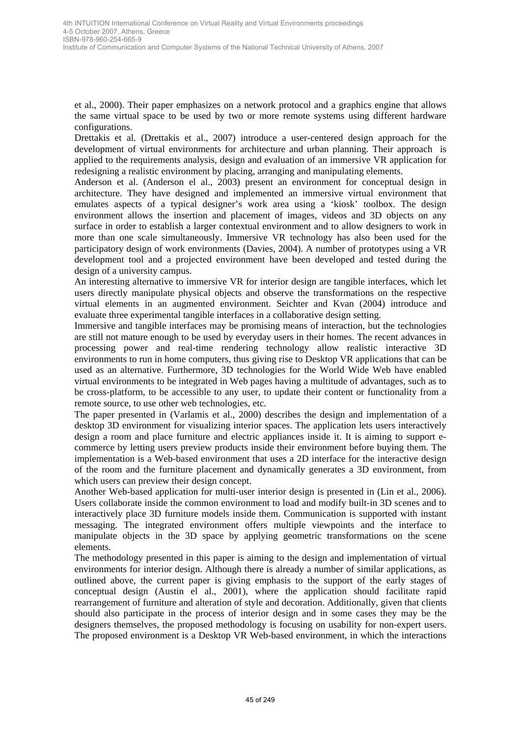et al., 2000). Their paper emphasizes on a network protocol and a graphics engine that allows the same virtual space to be used by two or more remote systems using different hardware configurations.

Drettakis et al. (Drettakis et al., 2007) introduce a user-centered design approach for the development of virtual environments for architecture and urban planning. Their approach is applied to the requirements analysis, design and evaluation of an immersive VR application for redesigning a realistic environment by placing, arranging and manipulating elements.

Anderson et al. (Anderson el al., 2003) present an environment for conceptual design in architecture. They have designed and implemented an immersive virtual environment that emulates aspects of a typical designer's work area using a 'kiosk' toolbox. The design environment allows the insertion and placement of images, videos and 3D objects on any surface in order to establish a larger contextual environment and to allow designers to work in more than one scale simultaneously. Immersive VR technology has also been used for the participatory design of work environments (Davies, 2004). A number of prototypes using a VR development tool and a projected environment have been developed and tested during the design of a university campus.

An interesting alternative to immersive VR for interior design are tangible interfaces, which let users directly manipulate physical objects and observe the transformations on the respective virtual elements in an augmented environment. Seichter and Kvan (2004) introduce and evaluate three experimental tangible interfaces in a collaborative design setting.

Immersive and tangible interfaces may be promising means of interaction, but the technologies are still not mature enough to be used by everyday users in their homes. The recent advances in processing power and real-time rendering technology allow realistic interactive 3D environments to run in home computers, thus giving rise to Desktop VR applications that can be used as an alternative. Furthermore, 3D technologies for the World Wide Web have enabled virtual environments to be integrated in Web pages having a multitude of advantages, such as to be cross-platform, to be accessible to any user, to update their content or functionality from a remote source, to use other web technologies, etc.

The paper presented in (Varlamis et al., 2000) describes the design and implementation of a desktop 3D environment for visualizing interior spaces. The application lets users interactively design a room and place furniture and electric appliances inside it. It is aiming to support e-commerce by letting users preview products inside their environment before buying them. The implementation is a Web-based environment that uses a 2D interface for the interactive design of the room and the furniture placement and dynamically generates a 3D environment, from which users can preview their design concept.

Another Web-based application for multi-user interior design is presented in (Lin et al., 2006). Users collaborate inside the common environment to load and modify built-in 3D scenes and to interactively place 3D furniture models inside them. Communication is supported with instant messaging. The integrated environment offers multiple viewpoints and the interface to manipulate objects in the 3D space by applying geometric transformations on the scene elements.

The methodology presented in this paper is aiming to the design and implementation of virtual environments for interior design. Although there is already a number of similar applications, as outlined above, the current paper is giving emphasis to the support of the early stages of conceptual design (Austin el al., 2001), where the application should facilitate rapid rearrangement of furniture and alteration of style and decoration. Additionally, given that clients should also participate in the process of interior design and in some cases they may be the designers themselves, the proposed methodology is focusing on usability for non-expert users. The proposed environment is a Desktop VR Web-based environment, in which the interactions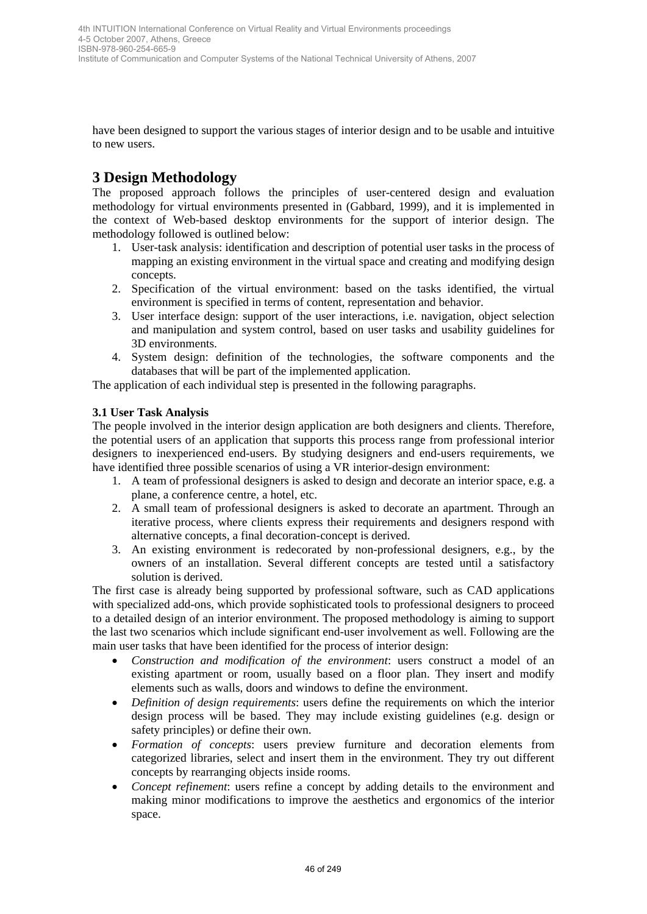have been designed to support the various stages of interior design and to be usable and intuitive to new users.

## 3 Design Methodology

The proposed approach follows the principles of user-centered design and evaluation methodology for virtual environments presented in (Gabbard, 1999), and it is implemented in the context of Web-based desktop environments for the support of interior design. The methodology followed is outlined below:

1. User-task analysis: identification and description of potential user tasks in the process of mapping an existing environment in the virtual space and creating and modifying design concepts.
2. Specification of the virtual environment: based on the tasks identified, the virtual environment is specified in terms of content, representation and behavior.
3. User interface design: support of the user interactions, i.e. navigation, object selection and manipulation and system control, based on user tasks and usability guidelines for 3D environments.
4. System design: definition of the technologies, the software components and the databases that will be part of the implemented application.

The application of each individual step is presented in the following paragraphs.

### 3.1 User Task Analysis

The people involved in the interior design application are both designers and clients. Therefore, the potential users of an application that supports this process range from professional interior designers to inexperienced end-users. By studying designers and end-users requirements, we have identified three possible scenarios of using a VR interior-design environment:

1. A team of professional designers is asked to design and decorate an interior space, e.g. a plane, a conference centre, a hotel, etc.
2. A small team of professional designers is asked to decorate an apartment. Through an iterative process, where clients express their requirements and designers respond with alternative concepts, a final decoration-concept is derived.
3. An existing environment is redecorated by non-professional designers, e.g., by the owners of an installation. Several different concepts are tested until a satisfactory solution is derived.

The first case is already being supported by professional software, such as CAD applications with specialized add-ons, which provide sophisticated tools to professional designers to proceed to a detailed design of an interior environment. The proposed methodology is aiming to support the last two scenarios which include significant end-user involvement as well. Following are the main user tasks that have been identified for the process of interior design:

- *Construction and modification of the environment*: users construct a model of an existing apartment or room, usually based on a floor plan. They insert and modify elements such as walls, doors and windows to define the environment.
- *Definition of design requirements*: users define the requirements on which the interior design process will be based. They may include existing guidelines (e.g. design or safety principles) or define their own.
- *Formation of concepts*: users preview furniture and decoration elements from categorized libraries, select and insert them in the environment. They try out different concepts by rearranging objects inside rooms.
- *Concept refinement*: users refine a concept by adding details to the environment and making minor modifications to improve the aesthetics and ergonomics of the interior space.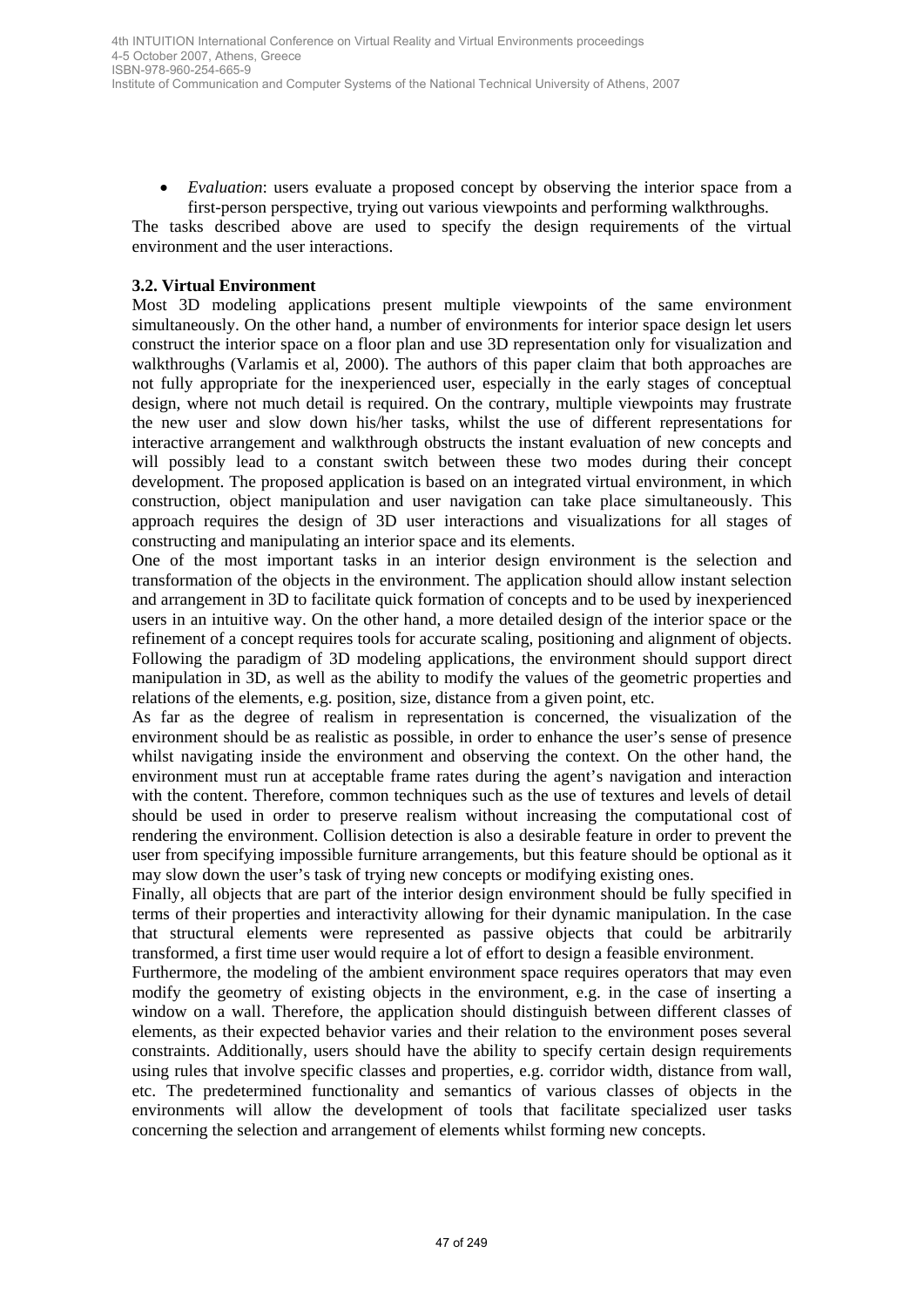- *Evaluation*: users evaluate a proposed concept by observing the interior space from a first-person perspective, trying out various viewpoints and performing walkthroughs.

The tasks described above are used to specify the design requirements of the virtual environment and the user interactions.

### 3.2. Virtual Environment

Most 3D modeling applications present multiple viewpoints of the same environment simultaneously. On the other hand, a number of environments for interior space design let users construct the interior space on a floor plan and use 3D representation only for visualization and walkthroughs (Varlamis et al, 2000). The authors of this paper claim that both approaches are not fully appropriate for the inexperienced user, especially in the early stages of conceptual design, where not much detail is required. On the contrary, multiple viewpoints may frustrate the new user and slow down his/her tasks, whilst the use of different representations for interactive arrangement and walkthrough obstructs the instant evaluation of new concepts and will possibly lead to a constant switch between these two modes during their concept development. The proposed application is based on an integrated virtual environment, in which construction, object manipulation and user navigation can take place simultaneously. This approach requires the design of 3D user interactions and visualizations for all stages of constructing and manipulating an interior space and its elements.

One of the most important tasks in an interior design environment is the selection and transformation of the objects in the environment. The application should allow instant selection and arrangement in 3D to facilitate quick formation of concepts and to be used by inexperienced users in an intuitive way. On the other hand, a more detailed design of the interior space or the refinement of a concept requires tools for accurate scaling, positioning and alignment of objects. Following the paradigm of 3D modeling applications, the environment should support direct manipulation in 3D, as well as the ability to modify the values of the geometric properties and relations of the elements, e.g. position, size, distance from a given point, etc.

As far as the degree of realism in representation is concerned, the visualization of the environment should be as realistic as possible, in order to enhance the user's sense of presence whilst navigating inside the environment and observing the context. On the other hand, the environment must run at acceptable frame rates during the agent's navigation and interaction with the content. Therefore, common techniques such as the use of textures and levels of detail should be used in order to preserve realism without increasing the computational cost of rendering the environment. Collision detection is also a desirable feature in order to prevent the user from specifying impossible furniture arrangements, but this feature should be optional as it may slow down the user's task of trying new concepts or modifying existing ones.

Finally, all objects that are part of the interior design environment should be fully specified in terms of their properties and interactivity allowing for their dynamic manipulation. In the case that structural elements were represented as passive objects that could be arbitrarily transformed, a first time user would require a lot of effort to design a feasible environment.

Furthermore, the modeling of the ambient environment space requires operators that may even modify the geometry of existing objects in the environment, e.g. in the case of inserting a window on a wall. Therefore, the application should distinguish between different classes of elements, as their expected behavior varies and their relation to the environment poses several constraints. Additionally, users should have the ability to specify certain design requirements using rules that involve specific classes and properties, e.g. corridor width, distance from wall, etc. The predetermined functionality and semantics of various classes of objects in the environments will allow the development of tools that facilitate specialized user tasks concerning the selection and arrangement of elements whilst forming new concepts.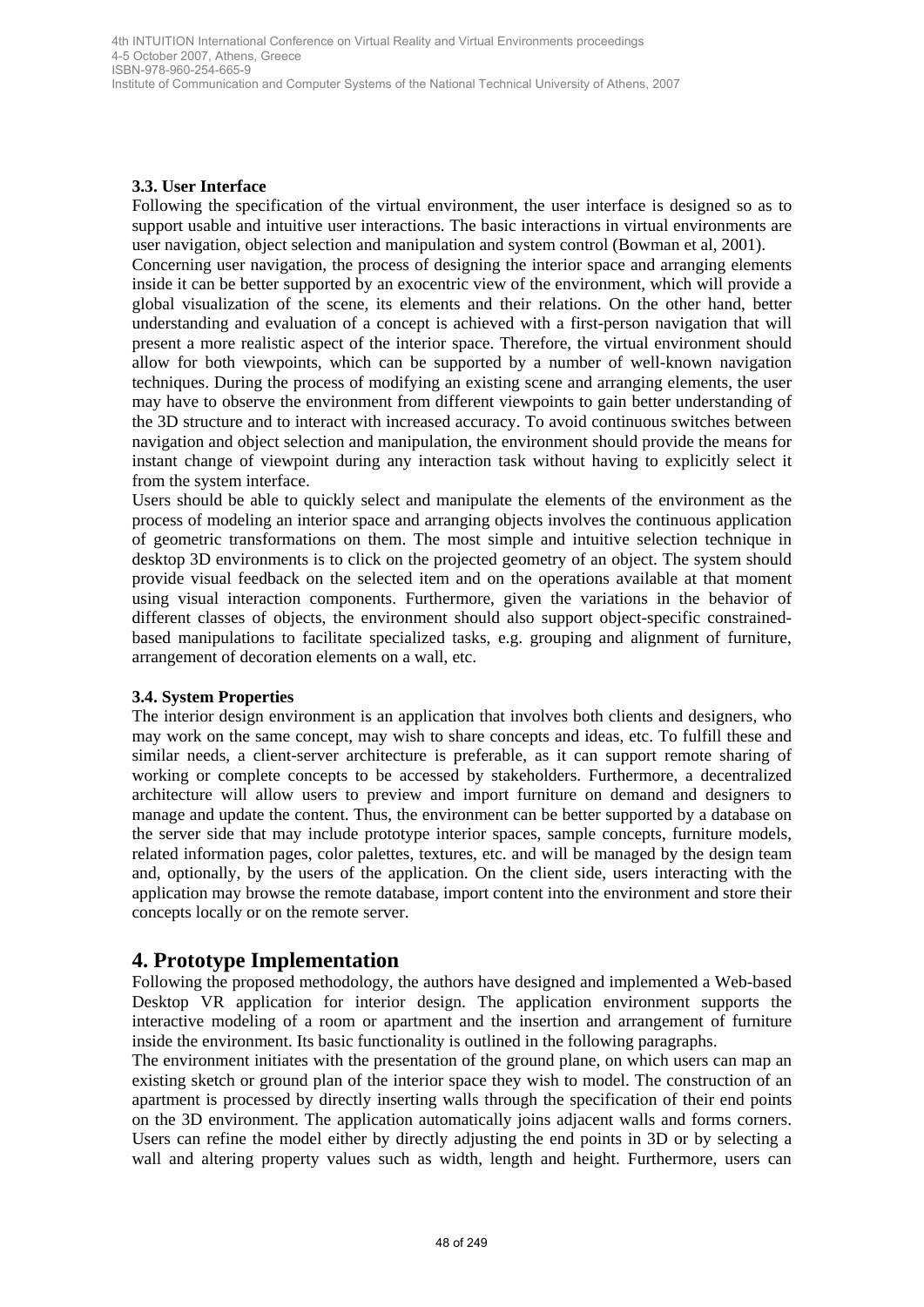### 3.3. User Interface

Following the specification of the virtual environment, the user interface is designed so as to support usable and intuitive user interactions. The basic interactions in virtual environments are user navigation, object selection and manipulation and system control (Bowman et al, 2001).

Concerning user navigation, the process of designing the interior space and arranging elements inside it can be better supported by an exocentric view of the environment, which will provide a global visualization of the scene, its elements and their relations. On the other hand, better understanding and evaluation of a concept is achieved with a first-person navigation that will present a more realistic aspect of the interior space. Therefore, the virtual environment should allow for both viewpoints, which can be supported by a number of well-known navigation techniques. During the process of modifying an existing scene and arranging elements, the user may have to observe the environment from different viewpoints to gain better understanding of the 3D structure and to interact with increased accuracy. To avoid continuous switches between navigation and object selection and manipulation, the environment should provide the means for instant change of viewpoint during any interaction task without having to explicitly select it from the system interface.

Users should be able to quickly select and manipulate the elements of the environment as the process of modeling an interior space and arranging objects involves the continuous application of geometric transformations on them. The most simple and intuitive selection technique in desktop 3D environments is to click on the projected geometry of an object. The system should provide visual feedback on the selected item and on the operations available at that moment using visual interaction components. Furthermore, given the variations in the behavior of different classes of objects, the environment should also support object-specific constrained-based manipulations to facilitate specialized tasks, e.g. grouping and alignment of furniture, arrangement of decoration elements on a wall, etc.

### 3.4. System Properties

The interior design environment is an application that involves both clients and designers, who may work on the same concept, may wish to share concepts and ideas, etc. To fulfill these and similar needs, a client-server architecture is preferable, as it can support remote sharing of working or complete concepts to be accessed by stakeholders. Furthermore, a decentralized architecture will allow users to preview and import furniture on demand and designers to manage and update the content. Thus, the environment can be better supported by a database on the server side that may include prototype interior spaces, sample concepts, furniture models, related information pages, color palettes, textures, etc. and will be managed by the design team and, optionally, by the users of the application. On the client side, users interacting with the application may browse the remote database, import content into the environment and store their concepts locally or on the remote server.

## 4. Prototype Implementation

Following the proposed methodology, the authors have designed and implemented a Web-based Desktop VR application for interior design. The application environment supports the interactive modeling of a room or apartment and the insertion and arrangement of furniture inside the environment. Its basic functionality is outlined in the following paragraphs.

The environment initiates with the presentation of the ground plane, on which users can map an existing sketch or ground plan of the interior space they wish to model. The construction of an apartment is processed by directly inserting walls through the specification of their end points on the 3D environment. The application automatically joins adjacent walls and forms corners. Users can refine the model either by directly adjusting the end points in 3D or by selecting a wall and altering property values such as width, length and height. Furthermore, users can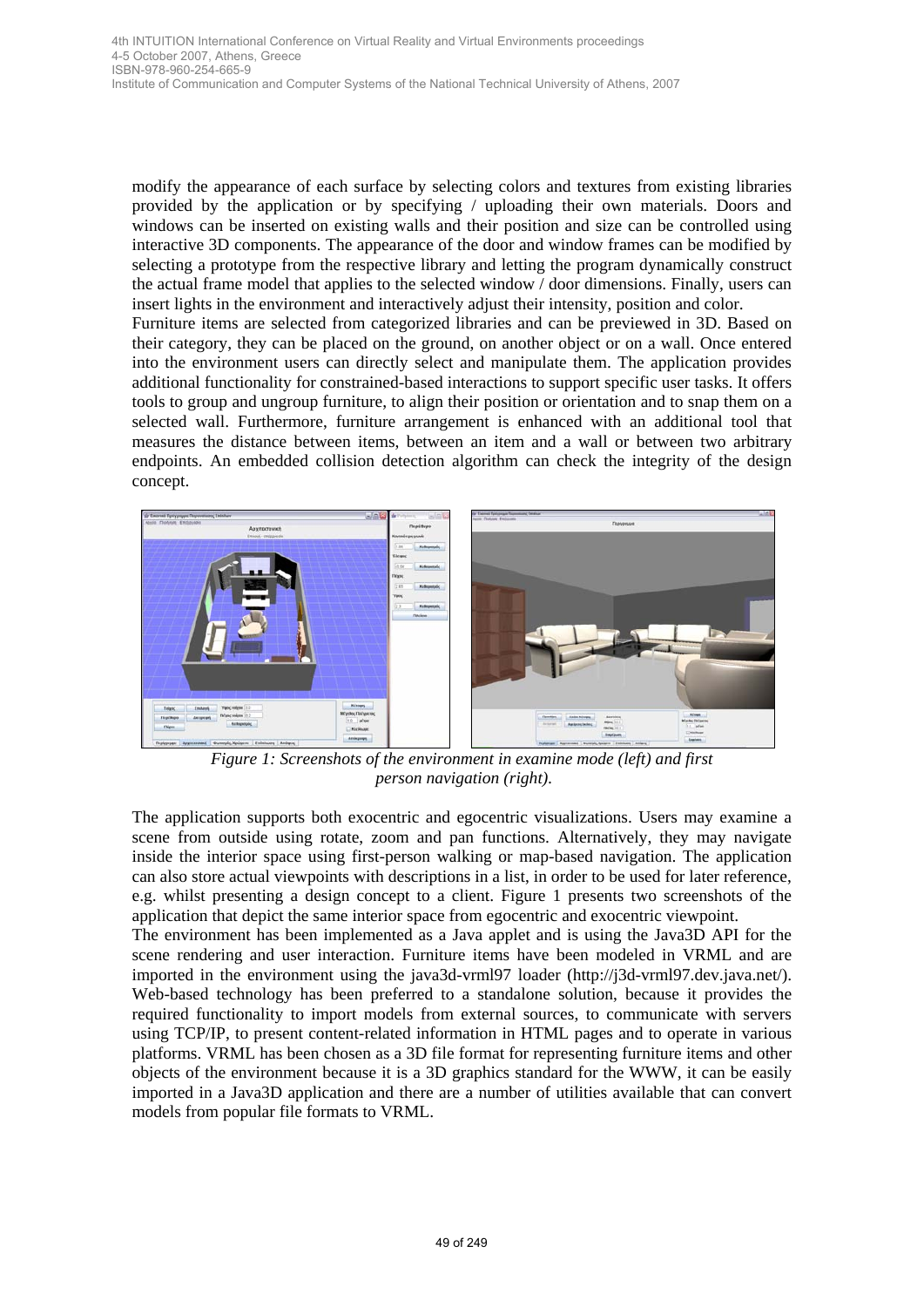modify the appearance of each surface by selecting colors and textures from existing libraries provided by the application or by specifying / uploading their own materials. Doors and windows can be inserted on existing walls and their position and size can be controlled using interactive 3D components. The appearance of the door and window frames can be modified by selecting a prototype from the respective library and letting the program dynamically construct the actual frame model that applies to the selected window / door dimensions. Finally, users can insert lights in the environment and interactively adjust their intensity, position and color.

Furniture items are selected from categorized libraries and can be previewed in 3D. Based on their category, they can be placed on the ground, on another object or on a wall. Once entered into the environment users can directly select and manipulate them. The application provides additional functionality for constrained-based interactions to support specific user tasks. It offers tools to group and ungroup furniture, to align their position or orientation and to snap them on a selected wall. Furthermore, furniture arrangement is enhanced with an additional tool that measures the distance between items, between an item and a wall or between two arbitrary endpoints. An embedded collision detection algorithm can check the integrity of the design concept.

*Figure 1: Screenshots of the environment in examine mode (left) and first person navigation (right).*

The application supports both exocentric and egocentric visualizations. Users may examine a scene from outside using rotate, zoom and pan functions. Alternatively, they may navigate inside the interior space using first-person walking or map-based navigation. The application can also store actual viewpoints with descriptions in a list, in order to be used for later reference, e.g. whilst presenting a design concept to a client. Figure 1 presents two screenshots of the application that depict the same interior space from egocentric and exocentric viewpoint.

The environment has been implemented as a Java applet and is using the Java3D API for the scene rendering and user interaction. Furniture items have been modeled in VRML and are imported in the environment using the java3d-vrml97 loader (http://j3d-vrml97.dev.java.net/). Web-based technology has been preferred to a standalone solution, because it provides the required functionality to import models from external sources, to communicate with servers using TCP/IP, to present content-related information in HTML pages and to operate in various platforms. VRML has been chosen as a 3D file format for representing furniture items and other objects of the environment because it is a 3D graphics standard for the WWW, it can be easily imported in a Java3D application and there are a number of utilities available that can convert models from popular file formats to VRML.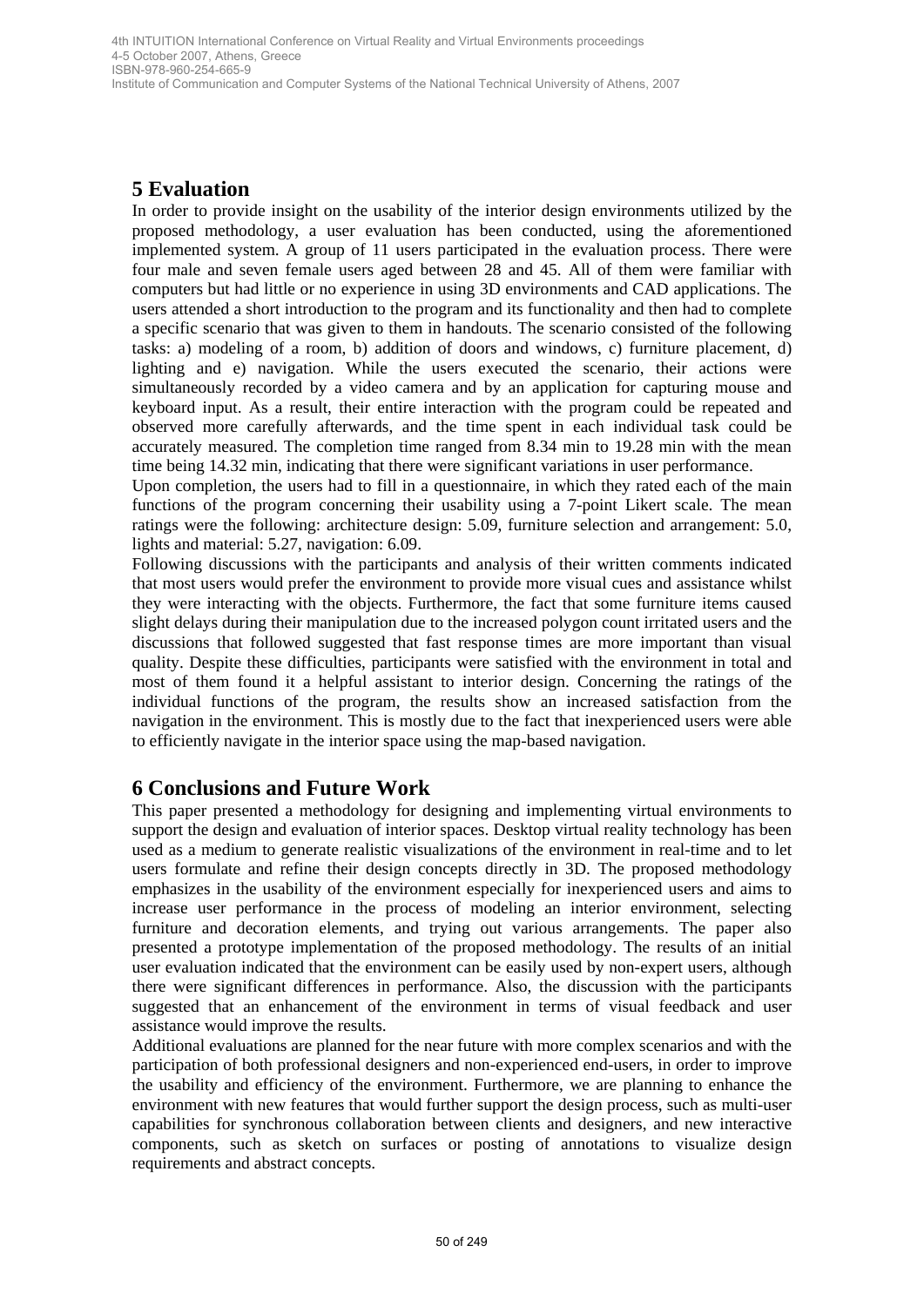## 5 Evaluation

In order to provide insight on the usability of the interior design environments utilized by the proposed methodology, a user evaluation has been conducted, using the aforementioned implemented system. A group of 11 users participated in the evaluation process. There were four male and seven female users aged between 28 and 45. All of them were familiar with computers but had little or no experience in using 3D environments and CAD applications. The users attended a short introduction to the program and its functionality and then had to complete a specific scenario that was given to them in handouts. The scenario consisted of the following tasks: a) modeling of a room, b) addition of doors and windows, c) furniture placement, d) lighting and e) navigation. While the users executed the scenario, their actions were simultaneously recorded by a video camera and by an application for capturing mouse and keyboard input. As a result, their entire interaction with the program could be repeated and observed more carefully afterwards, and the time spent in each individual task could be accurately measured. The completion time ranged from 8.34 min to 19.28 min with the mean time being 14.32 min, indicating that there were significant variations in user performance.

Upon completion, the users had to fill in a questionnaire, in which they rated each of the main functions of the program concerning their usability using a 7-point Likert scale. The mean ratings were the following: architecture design: 5.09, furniture selection and arrangement: 5.0, lights and material: 5.27, navigation: 6.09.

Following discussions with the participants and analysis of their written comments indicated that most users would prefer the environment to provide more visual cues and assistance whilst they were interacting with the objects. Furthermore, the fact that some furniture items caused slight delays during their manipulation due to the increased polygon count irritated users and the discussions that followed suggested that fast response times are more important than visual quality. Despite these difficulties, participants were satisfied with the environment in total and most of them found it a helpful assistant to interior design. Concerning the ratings of the individual functions of the program, the results show an increased satisfaction from the navigation in the environment. This is mostly due to the fact that inexperienced users were able to efficiently navigate in the interior space using the map-based navigation.

## 6 Conclusions and Future Work

This paper presented a methodology for designing and implementing virtual environments to support the design and evaluation of interior spaces. Desktop virtual reality technology has been used as a medium to generate realistic visualizations of the environment in real-time and to let users formulate and refine their design concepts directly in 3D. The proposed methodology emphasizes in the usability of the environment especially for inexperienced users and aims to increase user performance in the process of modeling an interior environment, selecting furniture and decoration elements, and trying out various arrangements. The paper also presented a prototype implementation of the proposed methodology. The results of an initial user evaluation indicated that the environment can be easily used by non-expert users, although there were significant differences in performance. Also, the discussion with the participants suggested that an enhancement of the environment in terms of visual feedback and user assistance would improve the results.

Additional evaluations are planned for the near future with more complex scenarios and with the participation of both professional designers and non-experienced end-users, in order to improve the usability and efficiency of the environment. Furthermore, we are planning to enhance the environment with new features that would further support the design process, such as multi-user capabilities for synchronous collaboration between clients and designers, and new interactive components, such as sketch on surfaces or posting of annotations to visualize design requirements and abstract concepts.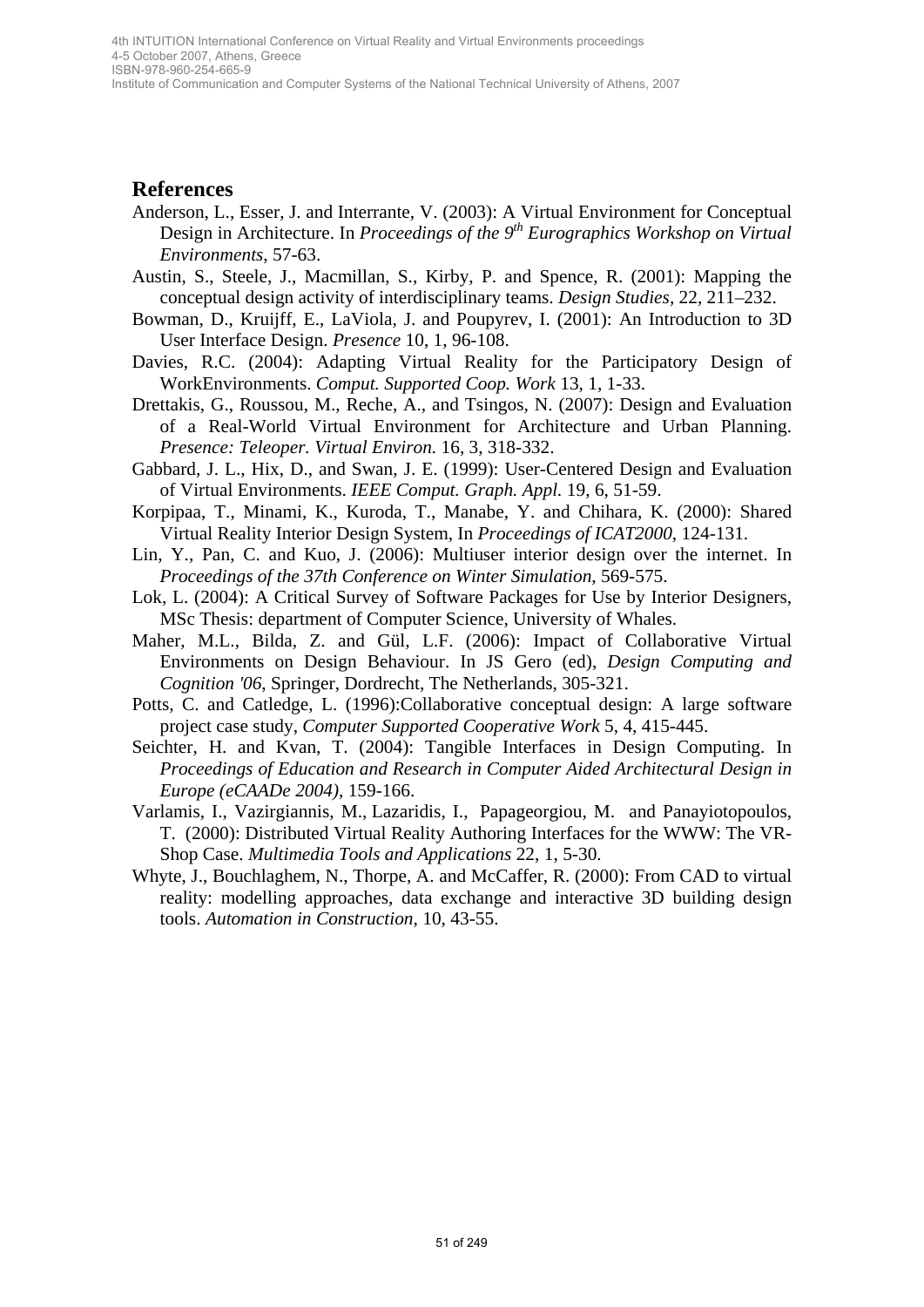## References

Anderson, L., Esser, J. and Interrante, V. (2003): A Virtual Environment for Conceptual Design in Architecture. In *Proceedings of the 9th Eurographics Workshop on Virtual Environments*, 57-63.

Austin, S., Steele, J., Macmillan, S., Kirby, P. and Spence, R. (2001): Mapping the conceptual design activity of interdisciplinary teams. *Design Studies*, 22, 211–232.

Bowman, D., Kruijff, E., LaViola, J. and Poupyrev, I. (2001): An Introduction to 3D User Interface Design. *Presence* 10, 1, 96-108.

Davies, R.C. (2004): Adapting Virtual Reality for the Participatory Design of WorkEnvironments. *Comput. Supported Coop. Work* 13, 1, 1-33.

Drettakis, G., Roussou, M., Reche, A., and Tsingos, N. (2007): Design and Evaluation of a Real-World Virtual Environment for Architecture and Urban Planning. *Presence: Teleoper. Virtual Environ.* 16, 3, 318-332.

Gabbard, J. L., Hix, D., and Swan, J. E. (1999): User-Centered Design and Evaluation of Virtual Environments. *IEEE Comput. Graph. Appl.* 19, 6, 51-59.

Korpipaa, T., Minami, K., Kuroda, T., Manabe, Y. and Chihara, K. (2000): Shared Virtual Reality Interior Design System, In *Proceedings of ICAT2000*, 124-131.

Lin, Y., Pan, C. and Kuo, J. (2006): Multiuser interior design over the internet. In *Proceedings of the 37th Conference on Winter Simulation*, 569-575.

Lok, L. (2004): A Critical Survey of Software Packages for Use by Interior Designers, MSc Thesis: department of Computer Science, University of Whales.

Maher, M.L., Bilda, Z. and Gül, L.F. (2006): Impact of Collaborative Virtual Environments on Design Behaviour. In JS Gero (ed), *Design Computing and Cognition '06*, Springer, Dordrecht, The Netherlands, 305-321.

Potts, C. and Catledge, L. (1996):Collaborative conceptual design: A large software project case study, *Computer Supported Cooperative Work* 5, 4, 415-445.

Seichter, H. and Kvan, T. (2004): Tangible Interfaces in Design Computing. In *Proceedings of Education and Research in Computer Aided Architectural Design in Europe (eCAADe 2004)*, 159-166.

Varlamis, I., Vazirgiannis, M., Lazaridis, I., Papageorgiou, M. and Panayiotopoulos, T. (2000): Distributed Virtual Reality Authoring Interfaces for the WWW: The VR-Shop Case. *Multimedia Tools and Applications* 22, 1, 5-30.

Whyte, J., Bouchlaghem, N., Thorpe, A. and McCaffer, R. (2000): From CAD to virtual reality: modelling approaches, data exchange and interactive 3D building design tools. *Automation in Construction*, 10, 43-55.